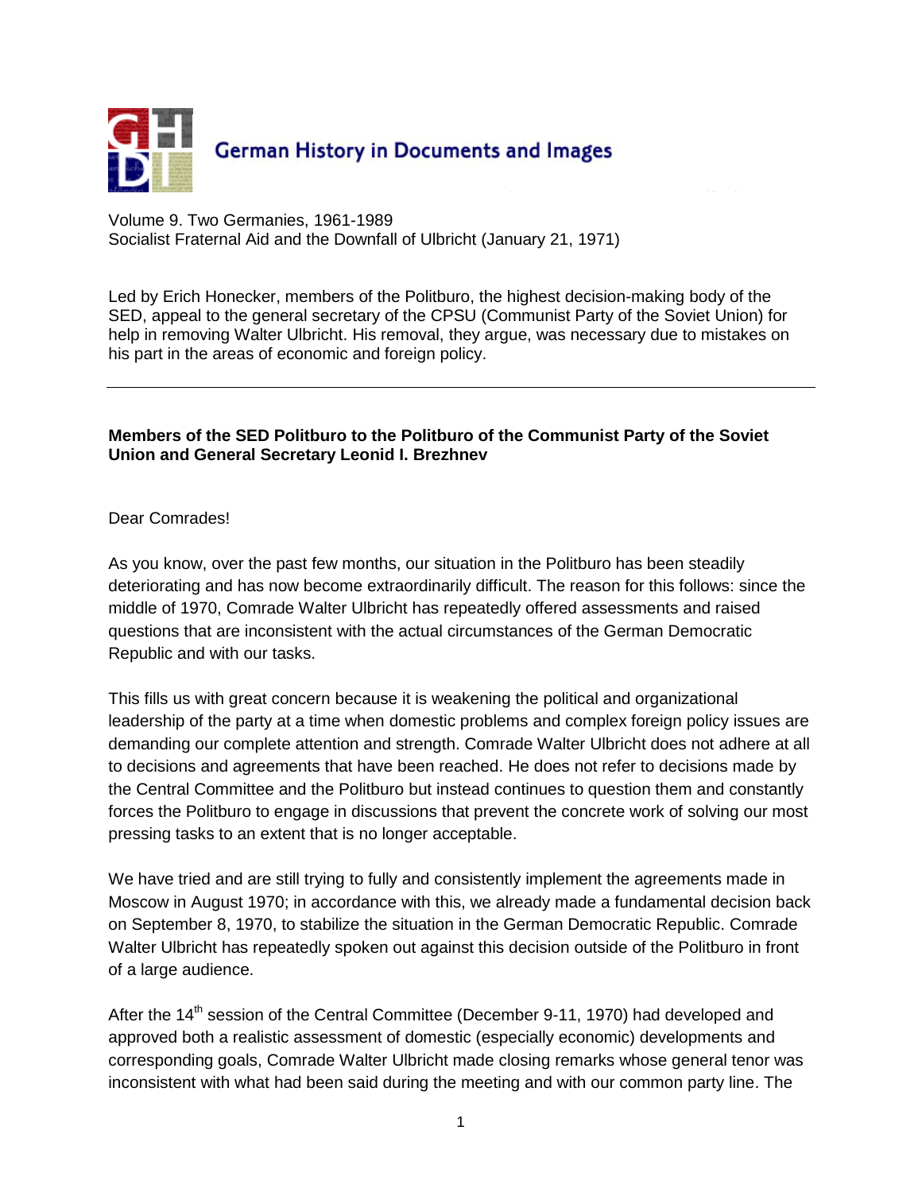German History in Documents and Images

Volume 9. Two Germanies, 1961-1989
Socialist Fraternal Aid and the Downfall of Ulbricht (January 21, 1971)

Led by Erich Honecker, members of the Politburo, the highest decision-making body of the SED, appeal to the general secretary of the CPSU (Communist Party of the Soviet Union) for help in removing Walter Ulbricht. His removal, they argue, was necessary due to mistakes on his part in the areas of economic and foreign policy.

---

**Members of the SED Politburo to the Politburo of the Communist Party of the Soviet Union and General Secretary Leonid I. Brezhnev**

Dear Comrades!

As you know, over the past few months, our situation in the Politburo has been steadily deteriorating and has now become extraordinarily difficult. The reason for this follows: since the middle of 1970, Comrade Walter Ulbricht has repeatedly offered assessments and raised questions that are inconsistent with the actual circumstances of the German Democratic Republic and with our tasks.

This fills us with great concern because it is weakening the political and organizational leadership of the party at a time when domestic problems and complex foreign policy issues are demanding our complete attention and strength. Comrade Walter Ulbricht does not adhere at all to decisions and agreements that have been reached. He does not refer to decisions made by the Central Committee and the Politburo but instead continues to question them and constantly forces the Politburo to engage in discussions that prevent the concrete work of solving our most pressing tasks to an extent that is no longer acceptable.

We have tried and are still trying to fully and consistently implement the agreements made in Moscow in August 1970; in accordance with this, we already made a fundamental decision back on September 8, 1970, to stabilize the situation in the German Democratic Republic. Comrade Walter Ulbricht has repeatedly spoken out against this decision outside of the Politburo in front of a large audience.

After the 14th session of the Central Committee (December 9-11, 1970) had developed and approved both a realistic assessment of domestic (especially economic) developments and corresponding goals, Comrade Walter Ulbricht made closing remarks whose general tenor was inconsistent with what had been said during the meeting and with our common party line. The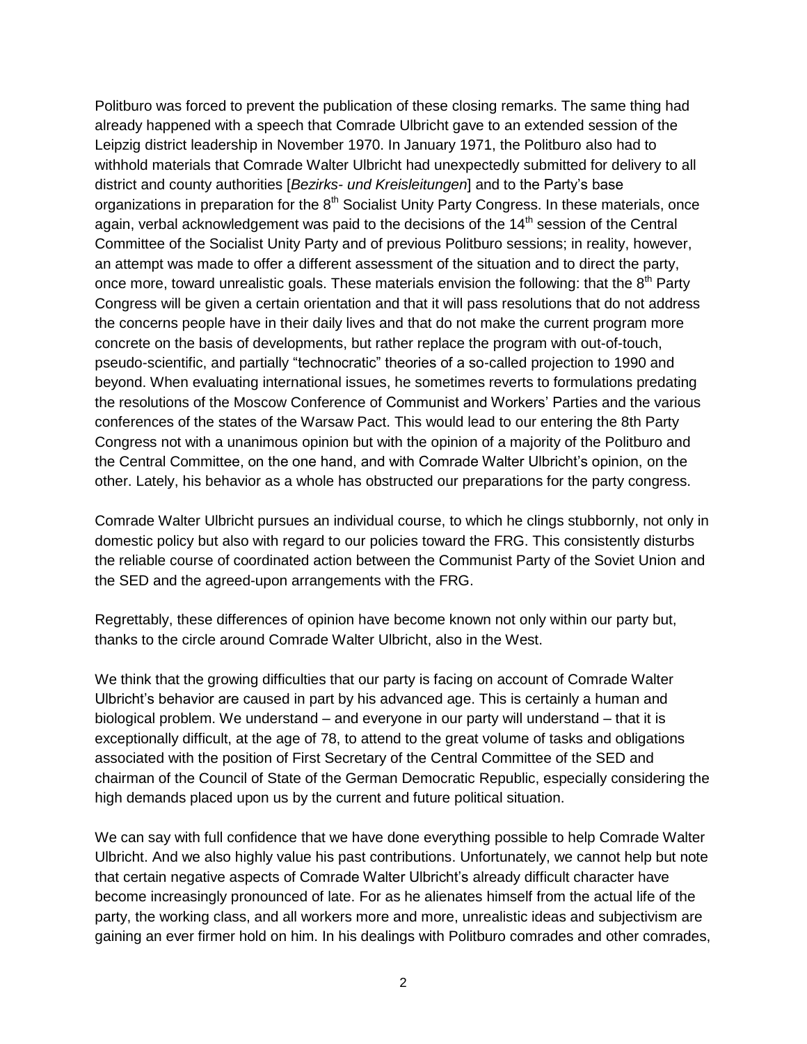Politburo was forced to prevent the publication of these closing remarks. The same thing had already happened with a speech that Comrade Ulbricht gave to an extended session of the Leipzig district leadership in November 1970. In January 1971, the Politburo also had to withhold materials that Comrade Walter Ulbricht had unexpectedly submitted for delivery to all district and county authorities [*Bezirks- und Kreisleitungen*] and to the Party's base organizations in preparation for the 8th Socialist Unity Party Congress. In these materials, once again, verbal acknowledgement was paid to the decisions of the 14th session of the Central Committee of the Socialist Unity Party and of previous Politburo sessions; in reality, however, an attempt was made to offer a different assessment of the situation and to direct the party, once more, toward unrealistic goals. These materials envision the following: that the 8th Party Congress will be given a certain orientation and that it will pass resolutions that do not address the concerns people have in their daily lives and that do not make the current program more concrete on the basis of developments, but rather replace the program with out-of-touch, pseudo-scientific, and partially "technocratic" theories of a so-called projection to 1990 and beyond. When evaluating international issues, he sometimes reverts to formulations predating the resolutions of the Moscow Conference of Communist and Workers' Parties and the various conferences of the states of the Warsaw Pact. This would lead to our entering the 8th Party Congress not with a unanimous opinion but with the opinion of a majority of the Politburo and the Central Committee, on the one hand, and with Comrade Walter Ulbricht's opinion, on the other. Lately, his behavior as a whole has obstructed our preparations for the party congress.

Comrade Walter Ulbricht pursues an individual course, to which he clings stubbornly, not only in domestic policy but also with regard to our policies toward the FRG. This consistently disturbs the reliable course of coordinated action between the Communist Party of the Soviet Union and the SED and the agreed-upon arrangements with the FRG.

Regrettably, these differences of opinion have become known not only within our party but, thanks to the circle around Comrade Walter Ulbricht, also in the West.

We think that the growing difficulties that our party is facing on account of Comrade Walter Ulbricht's behavior are caused in part by his advanced age. This is certainly a human and biological problem. We understand – and everyone in our party will understand – that it is exceptionally difficult, at the age of 78, to attend to the great volume of tasks and obligations associated with the position of First Secretary of the Central Committee of the SED and chairman of the Council of State of the German Democratic Republic, especially considering the high demands placed upon us by the current and future political situation.

We can say with full confidence that we have done everything possible to help Comrade Walter Ulbricht. And we also highly value his past contributions. Unfortunately, we cannot help but note that certain negative aspects of Comrade Walter Ulbricht's already difficult character have become increasingly pronounced of late. For as he alienates himself from the actual life of the party, the working class, and all workers more and more, unrealistic ideas and subjectivism are gaining an ever firmer hold on him. In his dealings with Politburo comrades and other comrades,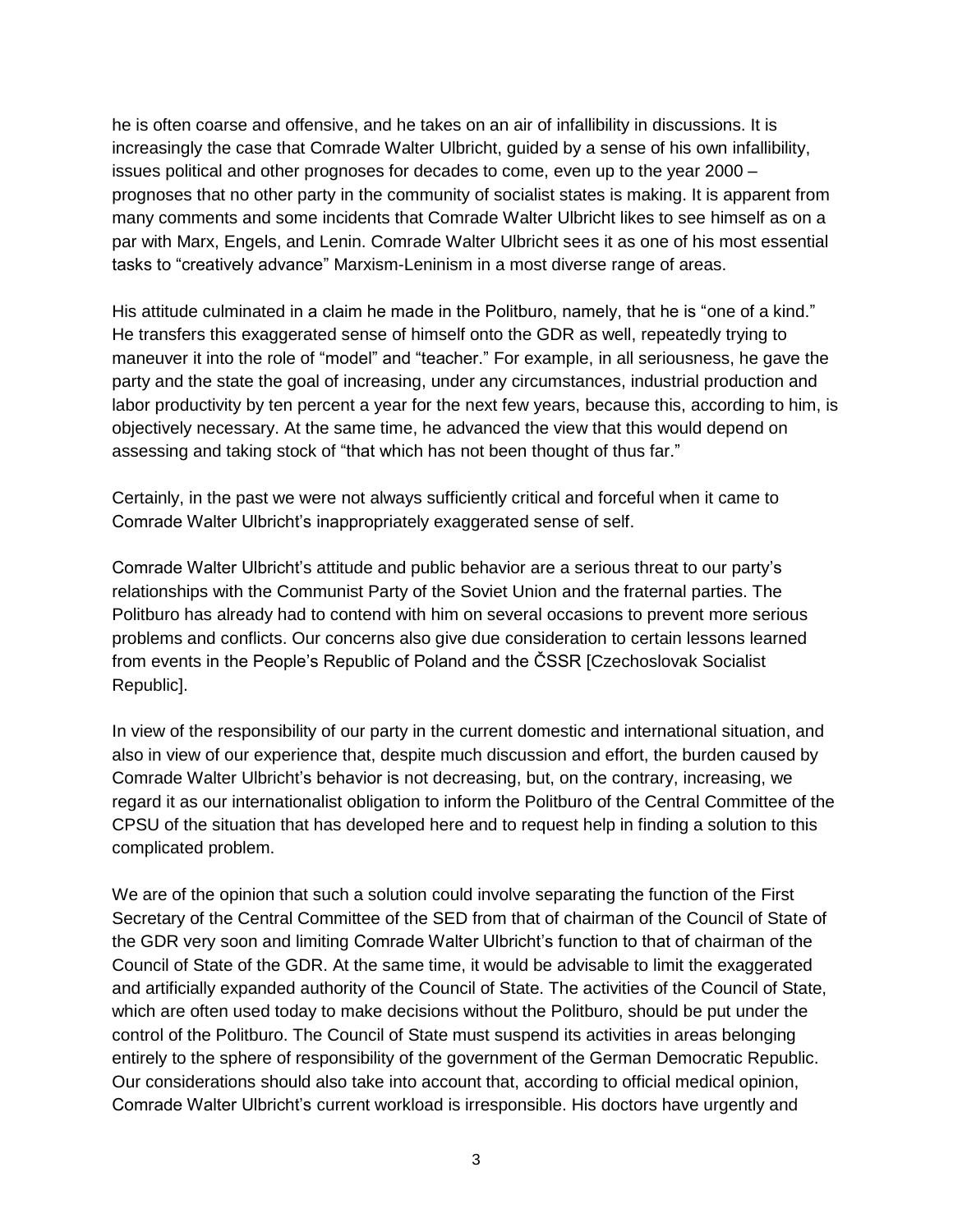he is often coarse and offensive, and he takes on an air of infallibility in discussions. It is increasingly the case that Comrade Walter Ulbricht, guided by a sense of his own infallibility, issues political and other prognoses for decades to come, even up to the year 2000 – prognoses that no other party in the community of socialist states is making. It is apparent from many comments and some incidents that Comrade Walter Ulbricht likes to see himself as on a par with Marx, Engels, and Lenin. Comrade Walter Ulbricht sees it as one of his most essential tasks to "creatively advance" Marxism-Leninism in a most diverse range of areas.

His attitude culminated in a claim he made in the Politburo, namely, that he is "one of a kind." He transfers this exaggerated sense of himself onto the GDR as well, repeatedly trying to maneuver it into the role of "model" and "teacher." For example, in all seriousness, he gave the party and the state the goal of increasing, under any circumstances, industrial production and labor productivity by ten percent a year for the next few years, because this, according to him, is objectively necessary. At the same time, he advanced the view that this would depend on assessing and taking stock of "that which has not been thought of thus far."

Certainly, in the past we were not always sufficiently critical and forceful when it came to Comrade Walter Ulbricht's inappropriately exaggerated sense of self.

Comrade Walter Ulbricht's attitude and public behavior are a serious threat to our party's relationships with the Communist Party of the Soviet Union and the fraternal parties. The Politburo has already had to contend with him on several occasions to prevent more serious problems and conflicts. Our concerns also give due consideration to certain lessons learned from events in the People's Republic of Poland and the ČSSR [Czechoslovak Socialist Republic].

In view of the responsibility of our party in the current domestic and international situation, and also in view of our experience that, despite much discussion and effort, the burden caused by Comrade Walter Ulbricht's behavior is not decreasing, but, on the contrary, increasing, we regard it as our internationalist obligation to inform the Politburo of the Central Committee of the CPSU of the situation that has developed here and to request help in finding a solution to this complicated problem.

We are of the opinion that such a solution could involve separating the function of the First Secretary of the Central Committee of the SED from that of chairman of the Council of State of the GDR very soon and limiting Comrade Walter Ulbricht's function to that of chairman of the Council of State of the GDR. At the same time, it would be advisable to limit the exaggerated and artificially expanded authority of the Council of State. The activities of the Council of State, which are often used today to make decisions without the Politburo, should be put under the control of the Politburo. The Council of State must suspend its activities in areas belonging entirely to the sphere of responsibility of the government of the German Democratic Republic. Our considerations should also take into account that, according to official medical opinion, Comrade Walter Ulbricht's current workload is irresponsible. His doctors have urgently and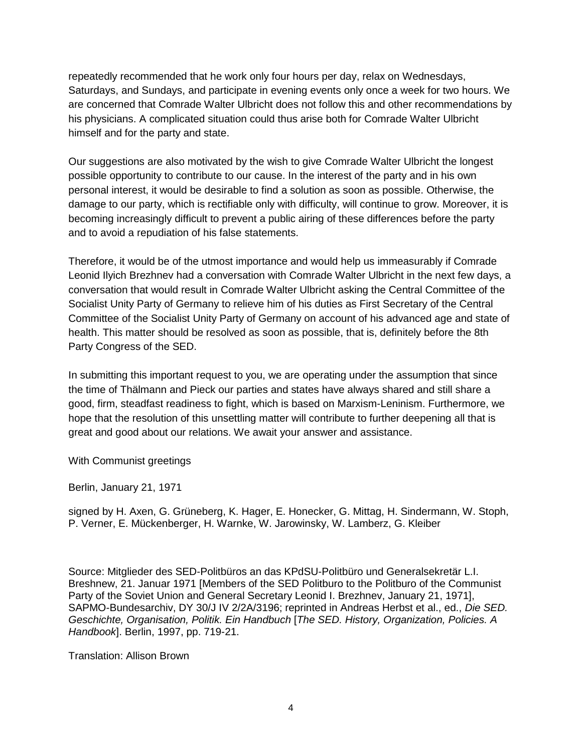repeatedly recommended that he work only four hours per day, relax on Wednesdays, Saturdays, and Sundays, and participate in evening events only once a week for two hours. We are concerned that Comrade Walter Ulbricht does not follow this and other recommendations by his physicians. A complicated situation could thus arise both for Comrade Walter Ulbricht himself and for the party and state.

Our suggestions are also motivated by the wish to give Comrade Walter Ulbricht the longest possible opportunity to contribute to our cause. In the interest of the party and in his own personal interest, it would be desirable to find a solution as soon as possible. Otherwise, the damage to our party, which is rectifiable only with difficulty, will continue to grow. Moreover, it is becoming increasingly difficult to prevent a public airing of these differences before the party and to avoid a repudiation of his false statements.

Therefore, it would be of the utmost importance and would help us immeasurably if Comrade Leonid Ilyich Brezhnev had a conversation with Comrade Walter Ulbricht in the next few days, a conversation that would result in Comrade Walter Ulbricht asking the Central Committee of the Socialist Unity Party of Germany to relieve him of his duties as First Secretary of the Central Committee of the Socialist Unity Party of Germany on account of his advanced age and state of health. This matter should be resolved as soon as possible, that is, definitely before the 8th Party Congress of the SED.

In submitting this important request to you, we are operating under the assumption that since the time of Thälmann and Pieck our parties and states have always shared and still share a good, firm, steadfast readiness to fight, which is based on Marxism-Leninism. Furthermore, we hope that the resolution of this unsettling matter will contribute to further deepening all that is great and good about our relations. We await your answer and assistance.

With Communist greetings

Berlin, January 21, 1971

signed by H. Axen, G. Grüneberg, K. Hager, E. Honecker, G. Mittag, H. Sindermann, W. Stoph, P. Verner, E. Mückenberger, H. Warnke, W. Jarowinsky, W. Lamberz, G. Kleiber

Source: Mitglieder des SED-Politbüros an das KPdSU-Politbüro und Generalsekretär L.I. Breshnew, 21. Januar 1971 [Members of the SED Politburo to the Politburo of the Communist Party of the Soviet Union and General Secretary Leonid I. Brezhnev, January 21, 1971], SAPMO-Bundesarchiv, DY 30/J IV 2/2A/3196; reprinted in Andreas Herbst et al., ed., *Die SED. Geschichte, Organisation, Politik. Ein Handbuch* [*The SED. History, Organization, Policies. A Handbook*]. Berlin, 1997, pp. 719-21.

Translation: Allison Brown